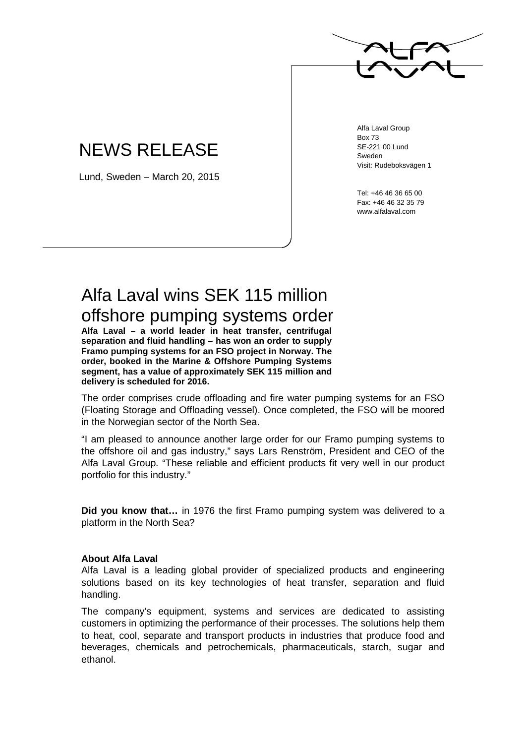Alfa Laval Group
Box 73
SE-221 00 Lund
Sweden
Visit: Rudeboksvägen 1

Tel: +46 46 36 65 00
Fax: +46 46 32 35 79
www.alfalaval.com

# NEWS RELEASE

Lund, Sweden – March 20, 2015

# Alfa Laval wins SEK 115 million offshore pumping systems order

**Alfa Laval – a world leader in heat transfer, centrifugal separation and fluid handling – has won an order to supply Framo pumping systems for an FSO project in Norway. The order, booked in the Marine & Offshore Pumping Systems segment, has a value of approximately SEK 115 million and delivery is scheduled for 2016.**

The order comprises crude offloading and fire water pumping systems for an FSO (Floating Storage and Offloading vessel). Once completed, the FSO will be moored in the Norwegian sector of the North Sea.

"I am pleased to announce another large order for our Framo pumping systems to the offshore oil and gas industry," says Lars Renström, President and CEO of the Alfa Laval Group. "These reliable and efficient products fit very well in our product portfolio for this industry."

**Did you know that…** in 1976 the first Framo pumping system was delivered to a platform in the North Sea?

### About Alfa Laval

Alfa Laval is a leading global provider of specialized products and engineering solutions based on its key technologies of heat transfer, separation and fluid handling.

The company's equipment, systems and services are dedicated to assisting customers in optimizing the performance of their processes. The solutions help them to heat, cool, separate and transport products in industries that produce food and beverages, chemicals and petrochemicals, pharmaceuticals, starch, sugar and ethanol.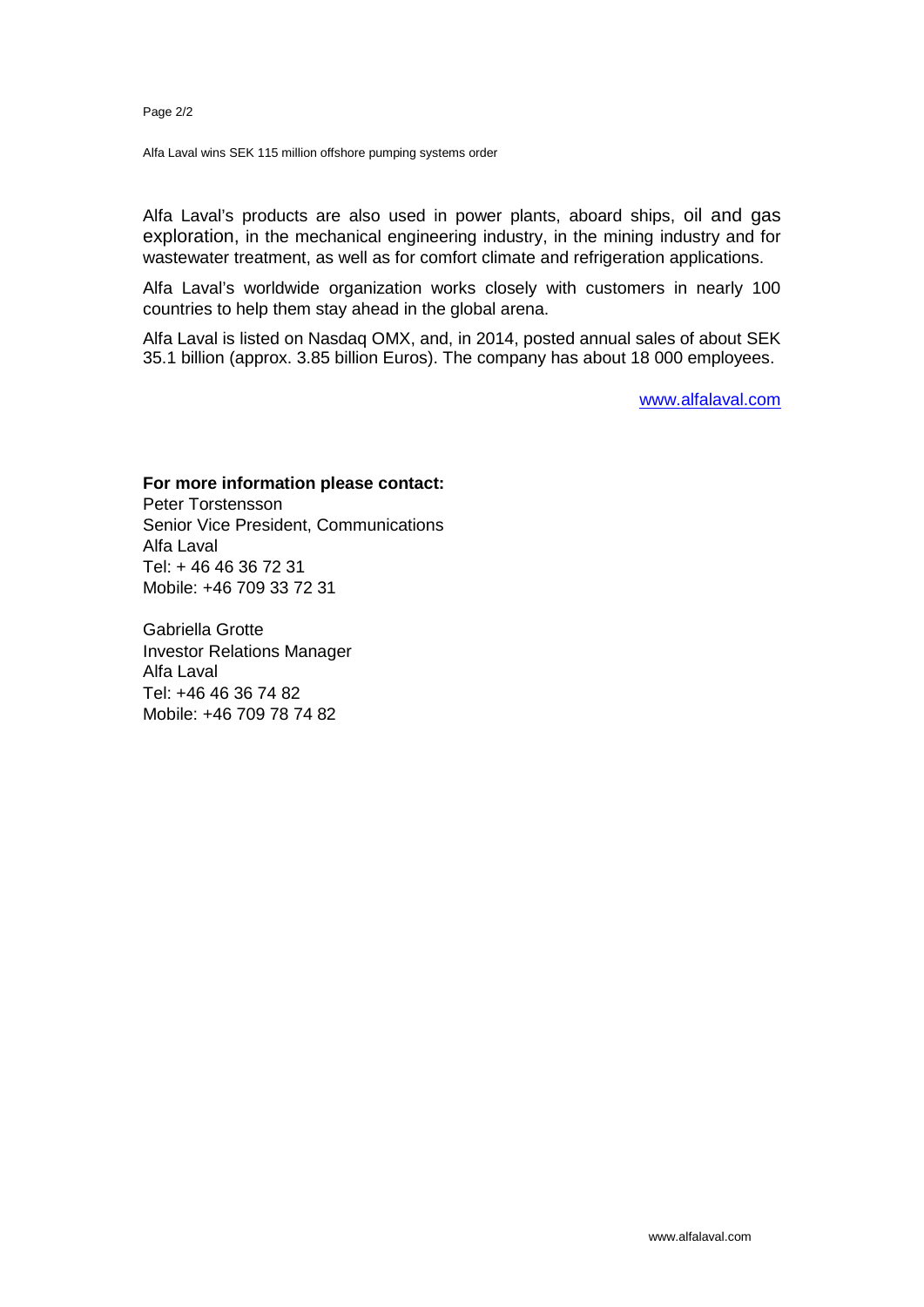Alfa Laval's products are also used in power plants, aboard ships, oil and gas exploration, in the mechanical engineering industry, in the mining industry and for wastewater treatment, as well as for comfort climate and refrigeration applications.

Alfa Laval's worldwide organization works closely with customers in nearly 100 countries to help them stay ahead in the global arena.

Alfa Laval is listed on Nasdaq OMX, and, in 2014, posted annual sales of about SEK 35.1 billion (approx. 3.85 billion Euros). The company has about 18 000 employees.

www.alfalaval.com

**For more information please contact:**
Peter Torstensson
Senior Vice President, Communications
Alfa Laval
Tel: + 46 46 36 72 31
Mobile: +46 709 33 72 31

Gabriella Grotte
Investor Relations Manager
Alfa Laval
Tel: +46 46 36 74 82
Mobile: +46 709 78 74 82